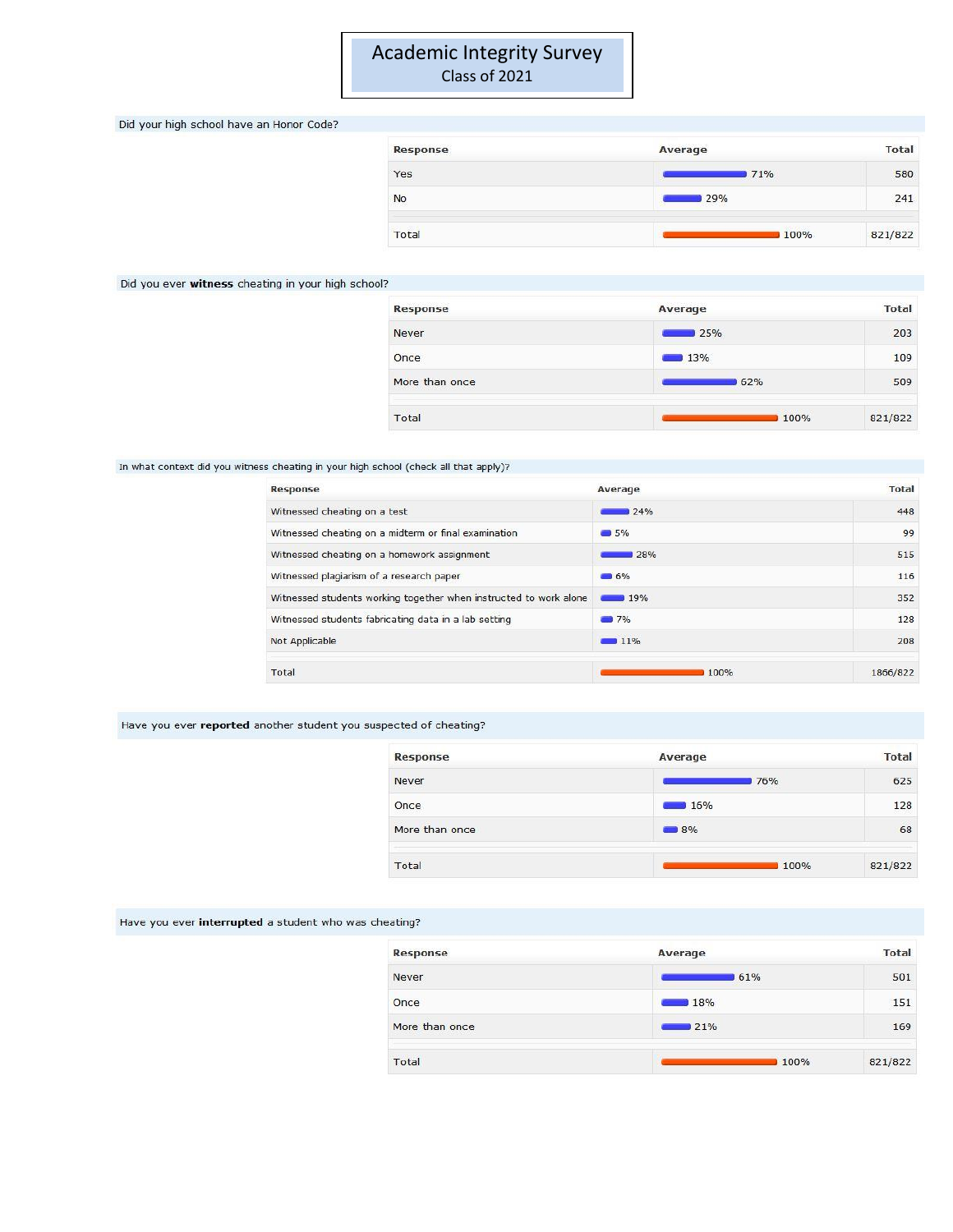# Academic Integrity Survey
## Class of 2021

### Did your high school have an Honor Code?

| Response | Average | Total |
|---|---|---|
| Yes | 71% | 580 |
| No | 29% | 241 |
| Total | 100% | 821/822 |

### Did you ever **witness** cheating in your high school?

| Response | Average | Total |
|---|---|---|
| Never | 25% | 203 |
| Once | 13% | 109 |
| More than once | 62% | 509 |
| Total | 100% | 821/822 |

### In what context did you witness cheating in your high school (check all that apply)?

| Response | Average | Total |
|---|---|---|
| Witnessed cheating on a test | 24% | 448 |
| Witnessed cheating on a midterm or final examination | 5% | 99 |
| Witnessed cheating on a homework assignment | 28% | 515 |
| Witnessed plagiarism of a research paper | 6% | 116 |
| Witnessed students working together when instructed to work alone | 19% | 352 |
| Witnessed students fabricating data in a lab setting | 7% | 128 |
| Not Applicable | 11% | 208 |
| Total | 100% | 1866/822 |

### Have you ever **reported** another student you suspected of cheating?

| Response | Average | Total |
|---|---|---|
| Never | 76% | 625 |
| Once | 16% | 128 |
| More than once | 8% | 68 |
| Total | 100% | 821/822 |

### Have you ever **interrupted** a student who was cheating?

| Response | Average | Total |
|---|---|---|
| Never | 61% | 501 |
| Once | 18% | 151 |
| More than once | 21% | 169 |
| Total | 100% | 821/822 |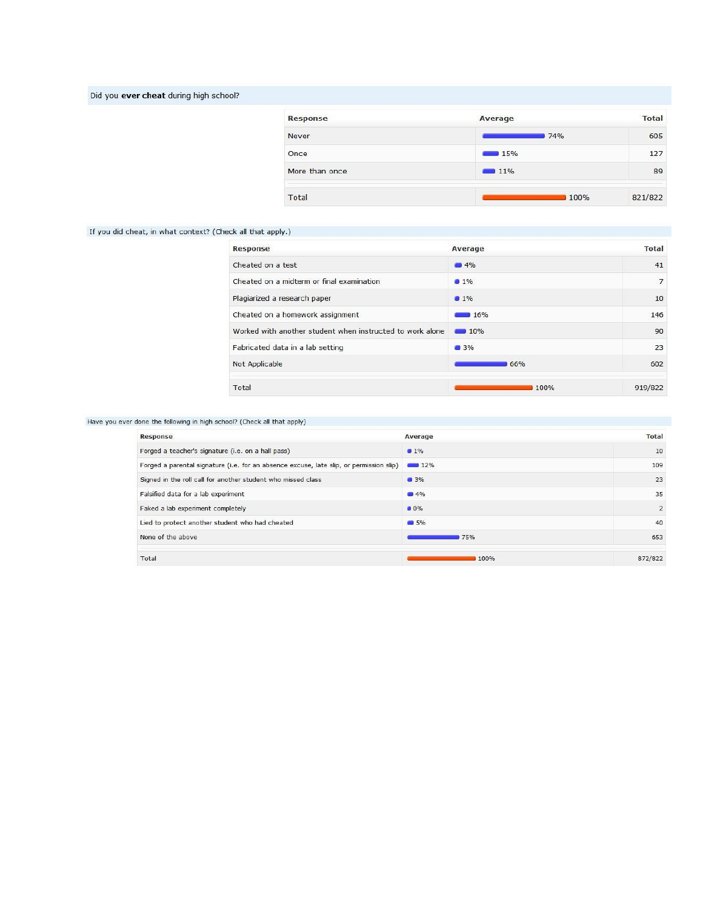Did you **ever cheat** during high school?

| Response | Average | Total |
|---|---|---|
| Never | 74% | 605 |
| Once | 15% | 127 |
| More than once | 11% | 89 |
| Total | 100% | 821/822 |

If you did cheat, in what context? (Check all that apply.)

| Response | Average | Total |
|---|---|---|
| Cheated on a test | 4% | 41 |
| Cheated on a midterm or final examination | 1% | 7 |
| Plagiarized a research paper | 1% | 10 |
| Cheated on a homework assignment | 16% | 146 |
| Worked with another student when instructed to work alone | 10% | 90 |
| Fabricated data in a lab setting | 3% | 23 |
| Not Applicable | 66% | 602 |
| Total | 100% | 919/822 |

Have you ever done the following in high school? (Check all that apply)

| Response | Average | Total |
|---|---|---|
| Forged a teacher's signature (i.e. on a hall pass) | 1% | 10 |
| Forged a parental signature (i.e. for an absence excuse, late slip, or permission slip) | 12% | 109 |
| Signed in the roll call for another student who missed class | 3% | 23 |
| Falsified data for a lab experiment | 4% | 35 |
| Faked a lab experiment completely | 0% | 2 |
| Lied to protect another student who had cheated | 5% | 40 |
| None of the above | 75% | 653 |
| Total | 100% | 872/822 |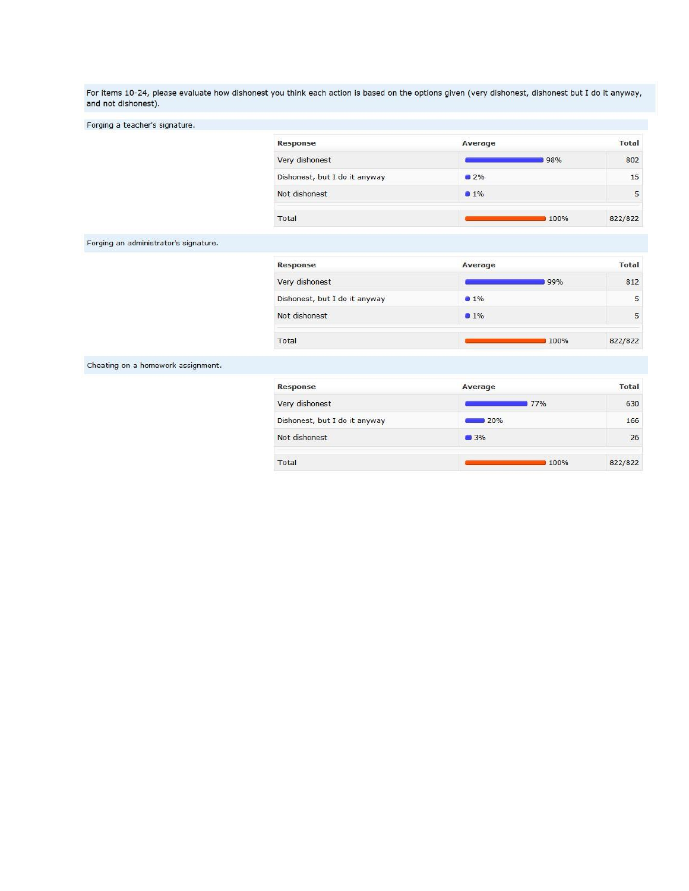For items 10-24, please evaluate how dishonest you think each action is based on the options given (very dishonest, dishonest but I do it anyway, and not dishonest).

Forging a teacher's signature.

| Response | Average | Total |
| --- | --- | --- |
| Very dishonest | 98% | 802 |
| Dishonest, but I do it anyway | 2% | 15 |
| Not dishonest | 1% | 5 |
| Total | 100% | 822/822 |

Forging an administrator's signature.

| Response | Average | Total |
| --- | --- | --- |
| Very dishonest | 99% | 812 |
| Dishonest, but I do it anyway | 1% | 5 |
| Not dishonest | 1% | 5 |
| Total | 100% | 822/822 |

Cheating on a homework assignment.

| Response | Average | Total |
| --- | --- | --- |
| Very dishonest | 77% | 630 |
| Dishonest, but I do it anyway | 20% | 166 |
| Not dishonest | 3% | 26 |
| Total | 100% | 822/822 |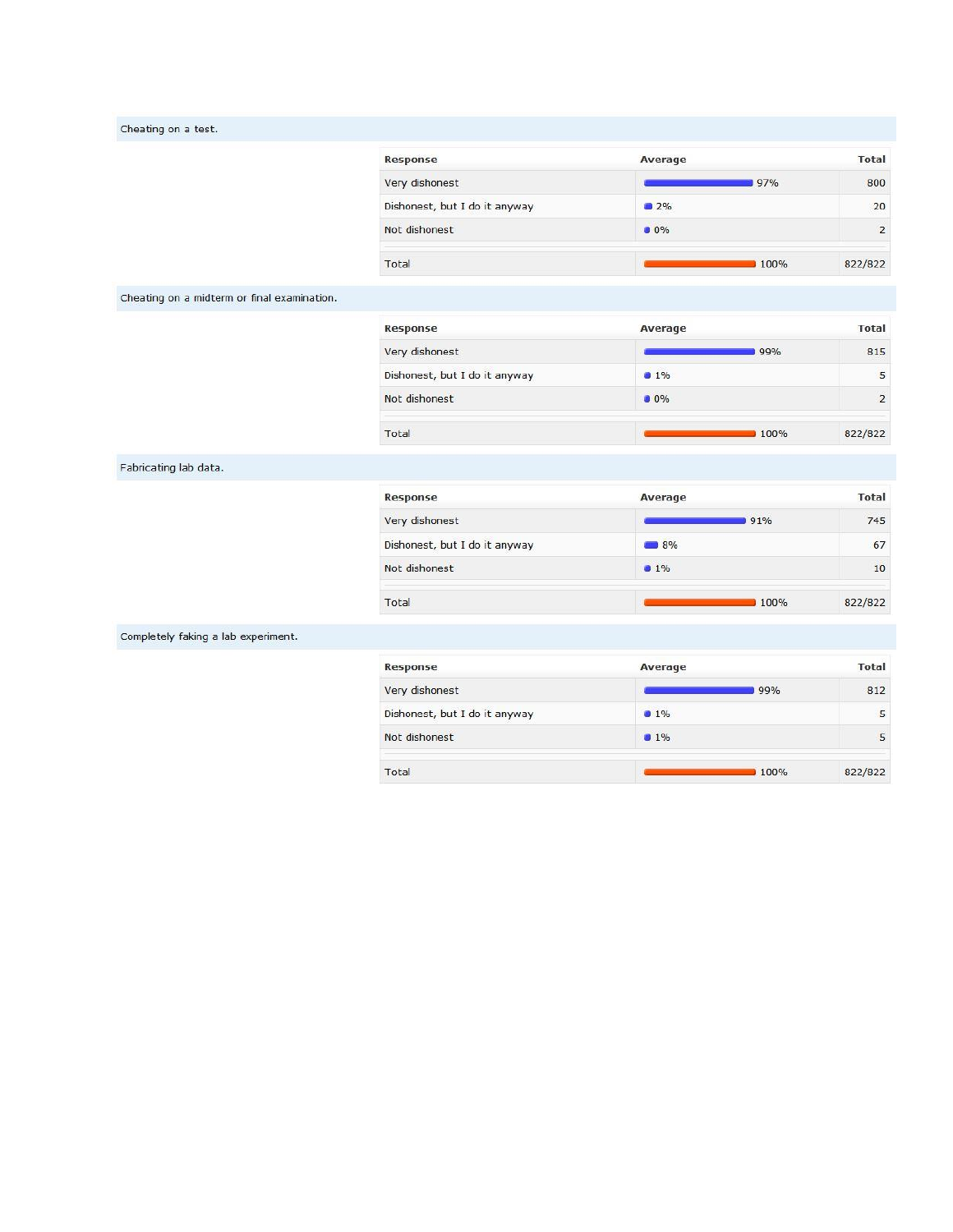Cheating on a test.

| Response | Average | Total |
|---|---|---|
| Very dishonest | 97% | 800 |
| Dishonest, but I do it anyway | 2% | 20 |
| Not dishonest | 0% | 2 |
| Total | 100% | 822/822 |

Cheating on a midterm or final examination.

| Response | Average | Total |
|---|---|---|
| Very dishonest | 99% | 815 |
| Dishonest, but I do it anyway | 1% | 5 |
| Not dishonest | 0% | 2 |
| Total | 100% | 822/822 |

Fabricating lab data.

| Response | Average | Total |
|---|---|---|
| Very dishonest | 91% | 745 |
| Dishonest, but I do it anyway | 8% | 67 |
| Not dishonest | 1% | 10 |
| Total | 100% | 822/822 |

Completely faking a lab experiment.

| Response | Average | Total |
|---|---|---|
| Very dishonest | 99% | 812 |
| Dishonest, but I do it anyway | 1% | 5 |
| Not dishonest | 1% | 5 |
| Total | 100% | 822/822 |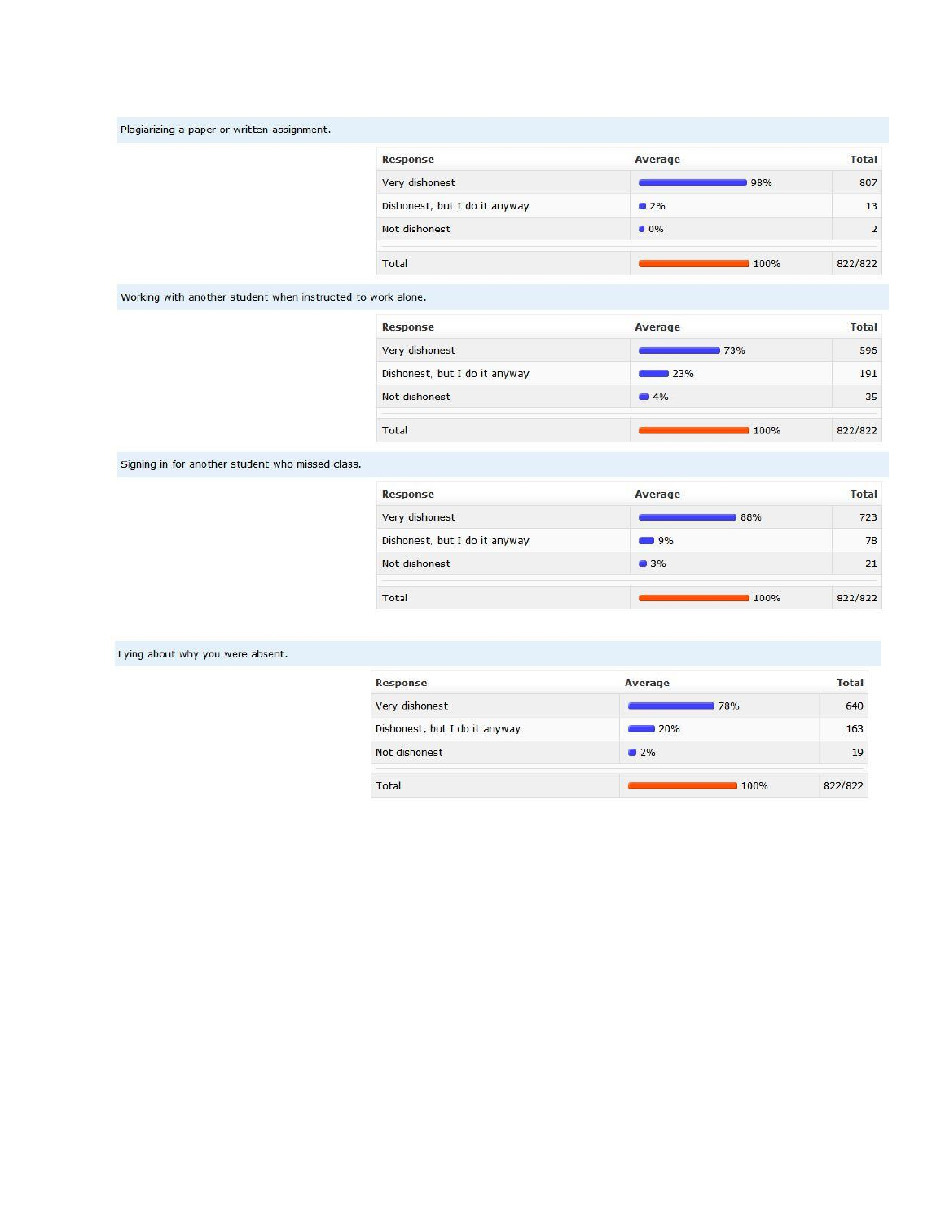Plagiarizing a paper or written assignment.

| Response | Average | Total |
| --- | --- | --- |
| Very dishonest | 98% | 807 |
| Dishonest, but I do it anyway | 2% | 13 |
| Not dishonest | 0% | 2 |
| Total | 100% | 822/822 |

Working with another student when instructed to work alone.

| Response | Average | Total |
| --- | --- | --- |
| Very dishonest | 73% | 596 |
| Dishonest, but I do it anyway | 23% | 191 |
| Not dishonest | 4% | 35 |
| Total | 100% | 822/822 |

Signing in for another student who missed class.

| Response | Average | Total |
| --- | --- | --- |
| Very dishonest | 88% | 723 |
| Dishonest, but I do it anyway | 9% | 78 |
| Not dishonest | 3% | 21 |
| Total | 100% | 822/822 |

Lying about why you were absent.

| Response | Average | Total |
| --- | --- | --- |
| Very dishonest | 78% | 640 |
| Dishonest, but I do it anyway | 20% | 163 |
| Not dishonest | 2% | 19 |
| Total | 100% | 822/822 |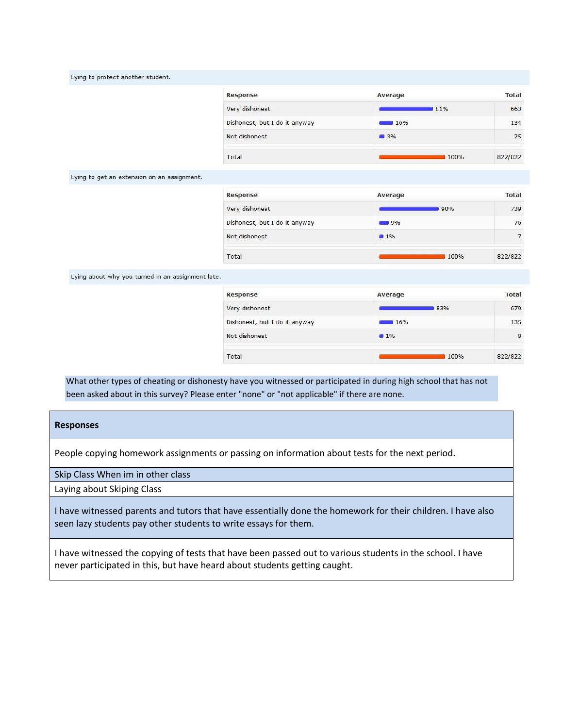Lying to protect another student.

| Response | Average | Total |
|---|---|---|
| Very dishonest | 81% | 663 |
| Dishonest, but I do it anyway | 16% | 134 |
| Not dishonest | 3% | 25 |
| Total | 100% | 822/822 |

Lying to get an extension on an assignment.

| Response | Average | Total |
|---|---|---|
| Very dishonest | 90% | 739 |
| Dishonest, but I do it anyway | 9% | 76 |
| Not dishonest | 1% | 7 |
| Total | 100% | 822/822 |

Lying about why you turned in an assignment late.

| Response | Average | Total |
|---|---|---|
| Very dishonest | 83% | 679 |
| Dishonest, but I do it anyway | 16% | 135 |
| Not dishonest | 1% | 8 |
| Total | 100% | 822/822 |

What other types of cheating or dishonesty have you witnessed or participated in during high school that has not been asked about in this survey? Please enter "none" or "not applicable" if there are none.

| **Responses** |
|---|
| People copying homework assignments or passing on information about tests for the next period. |
| Skip Class When im in other class |
| Laying about Skiping Class |
| I have witnessed parents and tutors that have essentially done the homework for their children. I have also seen lazy students pay other students to write essays for them. |
| I have witnessed the copying of tests that have been passed out to various students in the school. I have never participated in this, but have heard about students getting caught. |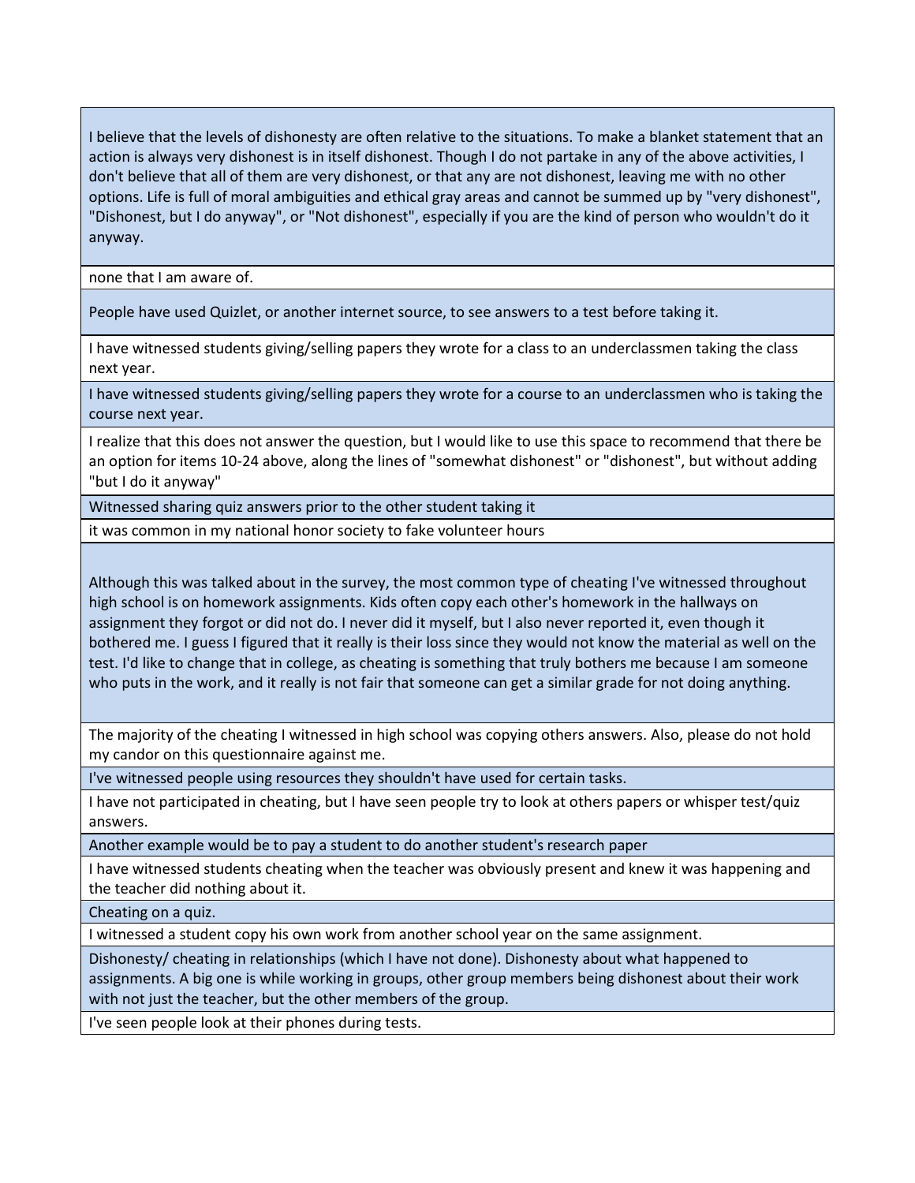| |
|---|
| I believe that the levels of dishonesty are often relative to the situations. To make a blanket statement that an action is always very dishonest is in itself dishonest. Though I do not partake in any of the above activities, I don't believe that all of them are very dishonest, or that any are not dishonest, leaving me with no other options. Life is full of moral ambiguities and ethical gray areas and cannot be summed up by "very dishonest", "Dishonest, but I do anyway", or "Not dishonest", especially if you are the kind of person who wouldn't do it anyway. |
| none that I am aware of. |
| People have used Quizlet, or another internet source, to see answers to a test before taking it. |
| I have witnessed students giving/selling papers they wrote for a class to an underclassmen taking the class next year. |
| I have witnessed students giving/selling papers they wrote for a course to an underclassmen who is taking the course next year. |
| I realize that this does not answer the question, but I would like to use this space to recommend that there be an option for items 10-24 above, along the lines of "somewhat dishonest" or "dishonest", but without adding "but I do it anyway" |
| Witnessed sharing quiz answers prior to the other student taking it |
| it was common in my national honor society to fake volunteer hours |
| Although this was talked about in the survey, the most common type of cheating I've witnessed throughout high school is on homework assignments. Kids often copy each other's homework in the hallways on assignment they forgot or did not do. I never did it myself, but I also never reported it, even though it bothered me. I guess I figured that it really is their loss since they would not know the material as well on the test. I'd like to change that in college, as cheating is something that truly bothers me because I am someone who puts in the work, and it really is not fair that someone can get a similar grade for not doing anything. |
| The majority of the cheating I witnessed in high school was copying others answers. Also, please do not hold my candor on this questionnaire against me. |
| I've witnessed people using resources they shouldn't have used for certain tasks. |
| I have not participated in cheating, but I have seen people try to look at others papers or whisper test/quiz answers. |
| Another example would be to pay a student to do another student's research paper |
| I have witnessed students cheating when the teacher was obviously present and knew it was happening and the teacher did nothing about it. |
| Cheating on a quiz. |
| I witnessed a student copy his own work from another school year on the same assignment. |
| Dishonesty/ cheating in relationships (which I have not done). Dishonesty about what happened to assignments. A big one is while working in groups, other group members being dishonest about their work with not just the teacher, but the other members of the group. |
| I've seen people look at their phones during tests. |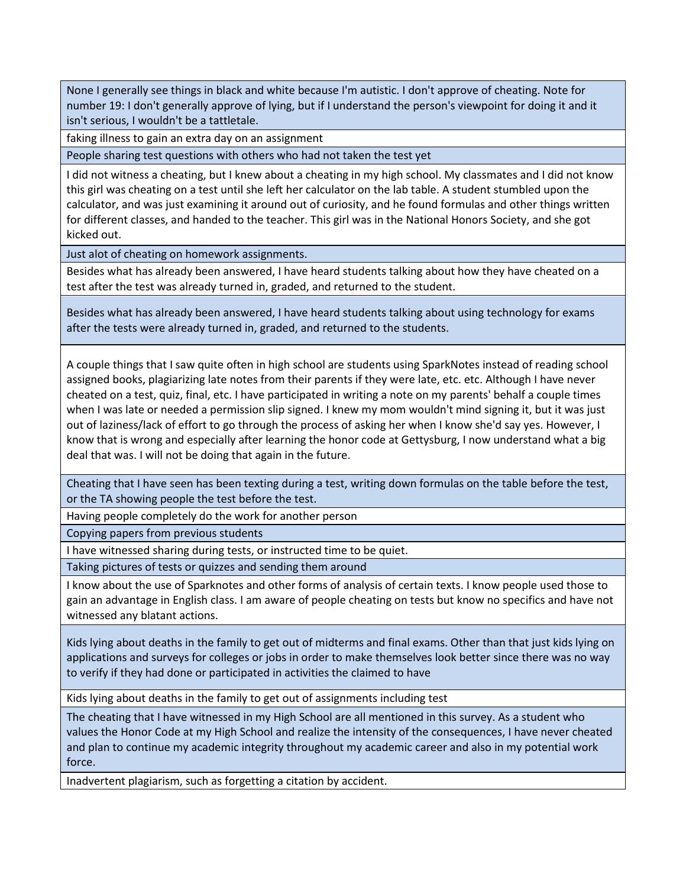| |
|---|
| None I generally see things in black and white because I'm autistic. I don't approve of cheating. Note for number 19: I don't generally approve of lying, but if I understand the person's viewpoint for doing it and it isn't serious, I wouldn't be a tattletale. |
| faking illness to gain an extra day on an assignment |
| People sharing test questions with others who had not taken the test yet |
| I did not witness a cheating, but I knew about a cheating in my high school. My classmates and I did not know this girl was cheating on a test until she left her calculator on the lab table. A student stumbled upon the calculator, and was just examining it around out of curiosity, and he found formulas and other things written for different classes, and handed to the teacher. This girl was in the National Honors Society, and she got kicked out. |
| Just alot of cheating on homework assignments. |
| Besides what has already been answered, I have heard students talking about how they have cheated on a test after the test was already turned in, graded, and returned to the student. |
| Besides what has already been answered, I have heard students talking about using technology for exams after the tests were already turned in, graded, and returned to the students. |
| A couple things that I saw quite often in high school are students using SparkNotes instead of reading school assigned books, plagiarizing late notes from their parents if they were late, etc. etc. Although I have never cheated on a test, quiz, final, etc. I have participated in writing a note on my parents' behalf a couple times when I was late or needed a permission slip signed. I knew my mom wouldn't mind signing it, but it was just out of laziness/lack of effort to go through the process of asking her when I know she'd say yes. However, I know that is wrong and especially after learning the honor code at Gettysburg, I now understand what a big deal that was. I will not be doing that again in the future. |
| Cheating that I have seen has been texting during a test, writing down formulas on the table before the test, or the TA showing people the test before the test. |
| Having people completely do the work for another person |
| Copying papers from previous students |
| I have witnessed sharing during tests, or instructed time to be quiet. |
| Taking pictures of tests or quizzes and sending them around |
| I know about the use of Sparknotes and other forms of analysis of certain texts. I know people used those to gain an advantage in English class. I am aware of people cheating on tests but know no specifics and have not witnessed any blatant actions. |
| Kids lying about deaths in the family to get out of midterms and final exams. Other than that just kids lying on applications and surveys for colleges or jobs in order to make themselves look better since there was no way to verify if they had done or participated in activities the claimed to have |
| Kids lying about deaths in the family to get out of assignments including test |
| The cheating that I have witnessed in my High School are all mentioned in this survey. As a student who values the Honor Code at my High School and realize the intensity of the consequences, I have never cheated and plan to continue my academic integrity throughout my academic career and also in my potential work force. |
| Inadvertent plagiarism, such as forgetting a citation by accident. |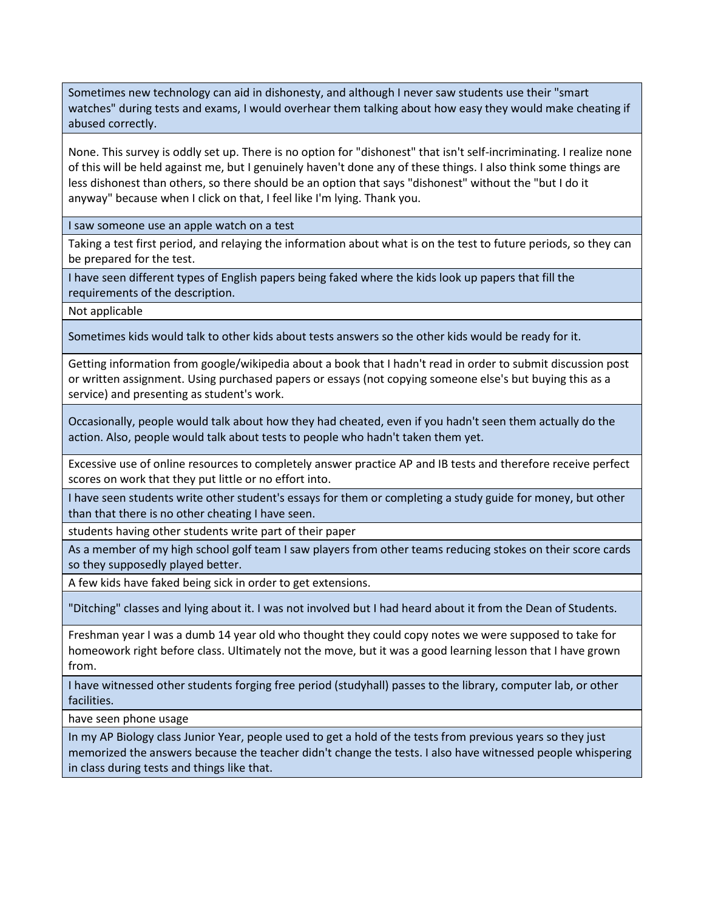| |
|---|
| Sometimes new technology can aid in dishonesty, and although I never saw students use their "smart watches" during tests and exams, I would overhear them talking about how easy they would make cheating if abused correctly. |
| None. This survey is oddly set up. There is no option for "dishonest" that isn't self-incriminating. I realize none of this will be held against me, but I genuinely haven't done any of these things. I also think some things are less dishonest than others, so there should be an option that says "dishonest" without the "but I do it anyway" because when I click on that, I feel like I'm lying. Thank you. |
| I saw someone use an apple watch on a test |
| Taking a test first period, and relaying the information about what is on the test to future periods, so they can be prepared for the test. |
| I have seen different types of English papers being faked where the kids look up papers that fill the requirements of the description. |
| Not applicable |
| Sometimes kids would talk to other kids about tests answers so the other kids would be ready for it. |
| Getting information from google/wikipedia about a book that I hadn't read in order to submit discussion post or written assignment. Using purchased papers or essays (not copying someone else's but buying this as a service) and presenting as student's work. |
| Occasionally, people would talk about how they had cheated, even if you hadn't seen them actually do the action. Also, people would talk about tests to people who hadn't taken them yet. |
| Excessive use of online resources to completely answer practice AP and IB tests and therefore receive perfect scores on work that they put little or no effort into. |
| I have seen students write other student's essays for them or completing a study guide for money, but other than that there is no other cheating I have seen. |
| students having other students write part of their paper |
| As a member of my high school golf team I saw players from other teams reducing stokes on their score cards so they supposedly played better. |
| A few kids have faked being sick in order to get extensions. |
| "Ditching" classes and lying about it. I was not involved but I had heard about it from the Dean of Students. |
| Freshman year I was a dumb 14 year old who thought they could copy notes we were supposed to take for homeowork right before class. Ultimately not the move, but it was a good learning lesson that I have grown from. |
| I have witnessed other students forging free period (studyhall) passes to the library, computer lab, or other facilities. |
| have seen phone usage |
| In my AP Biology class Junior Year, people used to get a hold of the tests from previous years so they just memorized the answers because the teacher didn't change the tests. I also have witnessed people whispering in class during tests and things like that. |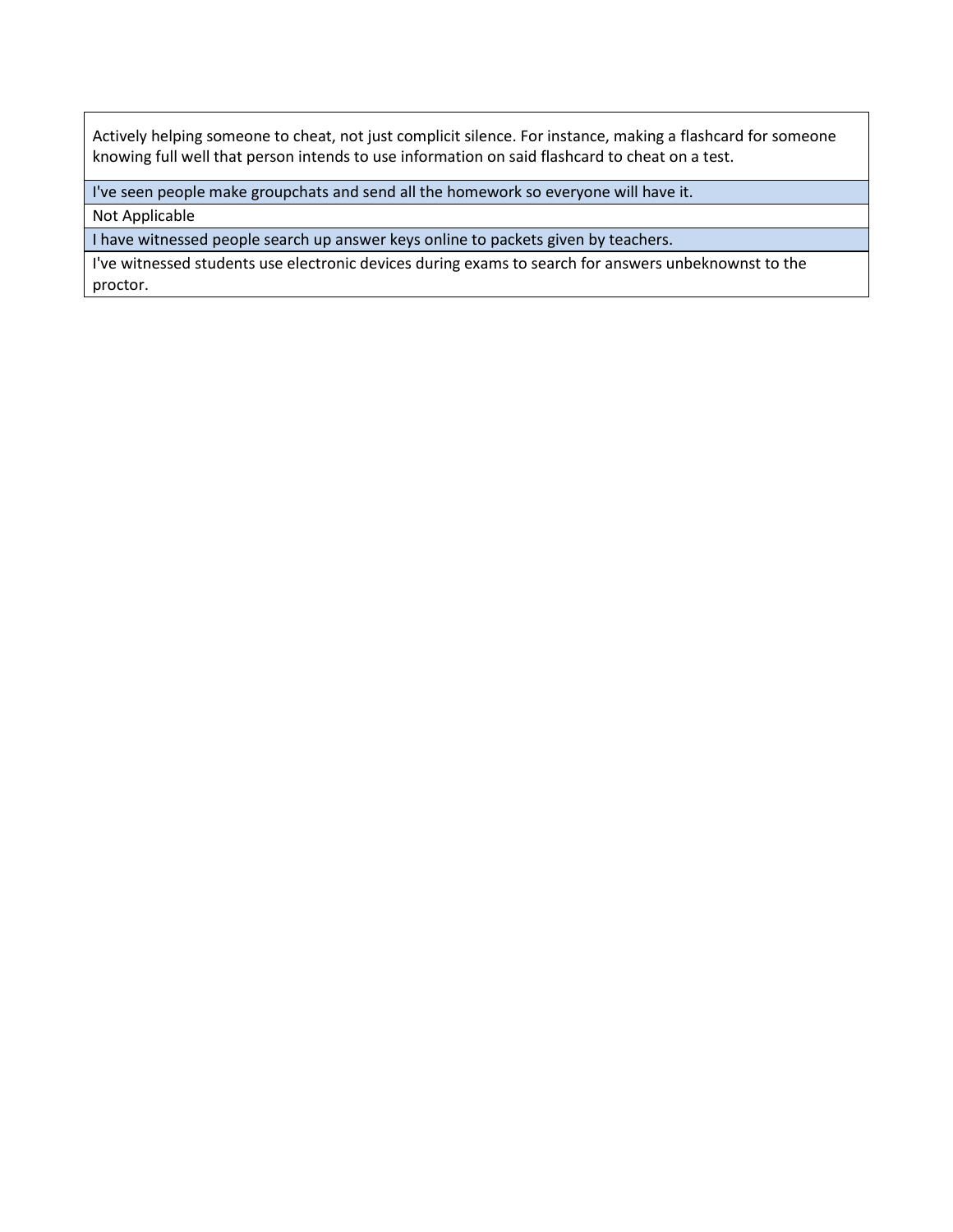| |
|---|
| Actively helping someone to cheat, not just complicit silence. For instance, making a flashcard for someone knowing full well that person intends to use information on said flashcard to cheat on a test. |
| I've seen people make groupchats and send all the homework so everyone will have it. |
| Not Applicable |
| I have witnessed people search up answer keys online to packets given by teachers. |
| I've witnessed students use electronic devices during exams to search for answers unbeknownst to the proctor. |